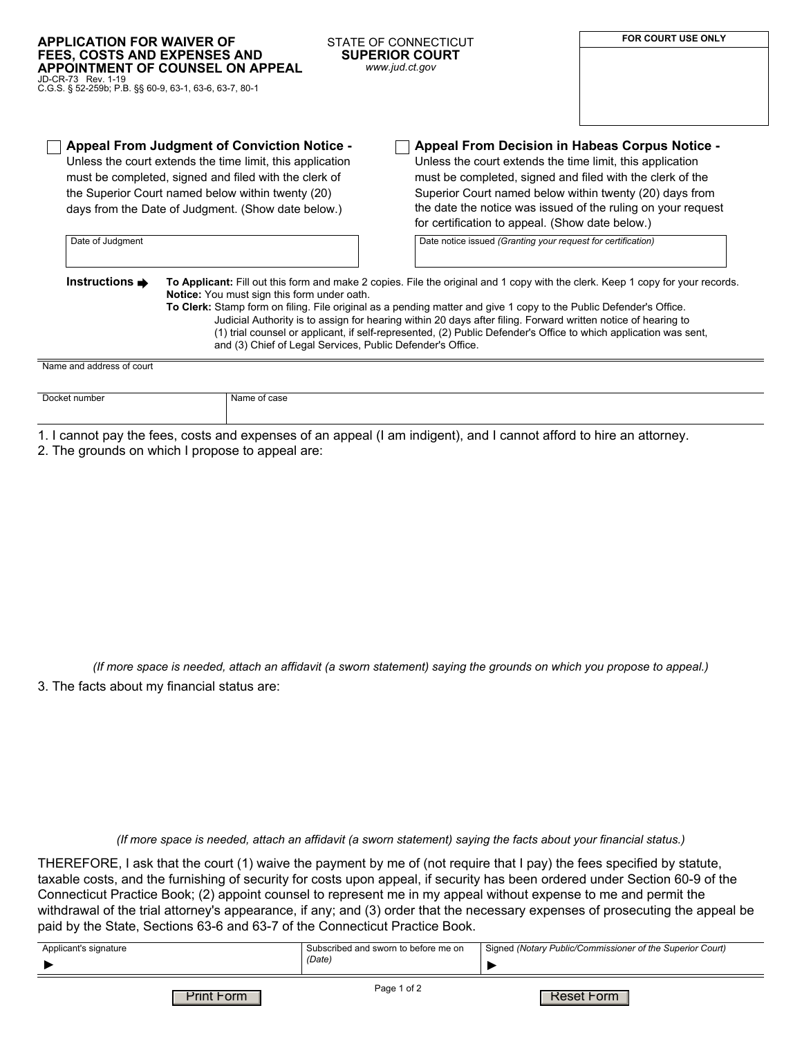# APPLICATION FOR WAIVER OF FEES, COSTS AND EXPENSES AND APPOINTMENT OF COUNSEL ON APPEAL

JD-CR-73 Rev. 1-19
C.G.S. § 52-259b; P.B. §§ 60-9, 63-1, 63-6, 63-7, 80-1

STATE OF CONNECTICUT
**SUPERIOR COURT**
*www.jud.ct.gov*

| FOR COURT USE ONLY |
| --- |
| |

☐ **Appeal From Judgment of Conviction Notice -** Unless the court extends the time limit, this application must be completed, signed and filed with the clerk of the Superior Court named below within twenty (20) days from the Date of Judgment. (Show date below.)

Date of Judgment

☐ **Appeal From Decision in Habeas Corpus Notice -** Unless the court extends the time limit, this application must be completed, signed and filed with the clerk of the Superior Court named below within twenty (20) days from the date the notice was issued of the ruling on your request for certification to appeal. (Show date below.)

Date notice issued *(Granting your request for certification)*

**Instructions** ➡

**To Applicant:** Fill out this form and make 2 copies. File the original and 1 copy with the clerk. Keep 1 copy for your records.
**Notice:** You must sign this form under oath.
**To Clerk:** Stamp form on filing. File original as a pending matter and give 1 copy to the Public Defender's Office. Judicial Authority is to assign for hearing within 20 days after filing. Forward written notice of hearing to (1) trial counsel or applicant, if self-represented, (2) Public Defender's Office to which application was sent, and (3) Chief of Legal Services, Public Defender's Office.

Name and address of court

| Docket number | Name of case |
| --- | --- |
| | |

1. I cannot pay the fees, costs and expenses of an appeal (I am indigent), and I cannot afford to hire an attorney.
2. The grounds on which I propose to appeal are:

*(If more space is needed, attach an affidavit (a sworn statement) saying the grounds on which you propose to appeal.)*

3. The facts about my financial status are:

*(If more space is needed, attach an affidavit (a sworn statement) saying the facts about your financial status.)*

THEREFORE, I ask that the court (1) waive the payment by me of (not require that I pay) the fees specified by statute, taxable costs, and the furnishing of security for costs upon appeal, if security has been ordered under Section 60-9 of the Connecticut Practice Book; (2) appoint counsel to represent me in my appeal without expense to me and permit the withdrawal of the trial attorney's appearance, if any; and (3) order that the necessary expenses of prosecuting the appeal be paid by the State, Sections 63-6 and 63-7 of the Connecticut Practice Book.

| Applicant's signature | Subscribed and sworn to before me on *(Date)* | Signed *(Notary Public/Commissioner of the Superior Court)* |
| --- | --- | --- |
| ► | | ► |

Print Form | Reset Form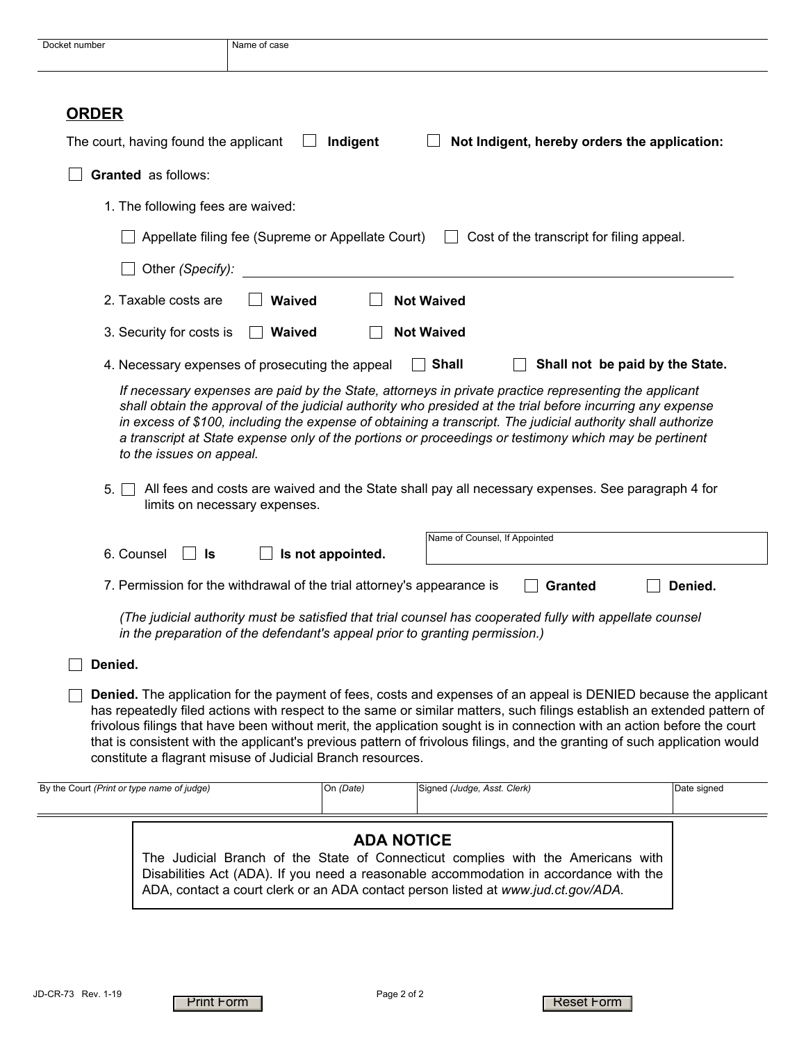| Docket number | Name of case |
|---|---|
| | |

## ORDER

The court, having found the applicant ☐ **Indigent** ☐ **Not Indigent, hereby orders the application:**

☐ **Granted** as follows:

1. The following fees are waived:

   ☐ Appellate filing fee (Supreme or Appellate Court) ☐ Cost of the transcript for filing appeal.

   ☐ Other *(Specify)*: ______________________________

2. Taxable costs are ☐ **Waived** ☐ **Not Waived**

3. Security for costs is ☐ **Waived** ☐ **Not Waived**

4. Necessary expenses of prosecuting the appeal ☐ **Shall** ☐ **Shall not be paid by the State.**

   *If necessary expenses are paid by the State, attorneys in private practice representing the applicant shall obtain the approval of the judicial authority who presided at the trial before incurring any expense in excess of $100, including the expense of obtaining a transcript. The judicial authority shall authorize a transcript at State expense only of the portions or proceedings or testimony which may be pertinent to the issues on appeal.*

5. ☐ All fees and costs are waived and the State shall pay all necessary expenses. See paragraph 4 for limits on necessary expenses.

6. Counsel ☐ **Is** ☐ **Is not appointed.** Name of Counsel, If Appointed: ______________________________

7. Permission for the withdrawal of the trial attorney's appearance is ☐ **Granted** ☐ **Denied.**

   *(The judicial authority must be satisfied that trial counsel has cooperated fully with appellate counsel in the preparation of the defendant's appeal prior to granting permission.)*

☐ **Denied.**

☐ **Denied.** The application for the payment of fees, costs and expenses of an appeal is DENIED because the applicant has repeatedly filed actions with respect to the same or similar matters, such filings establish an extended pattern of frivolous filings that have been without merit, the application sought is in connection with an action before the court that is consistent with the applicant's previous pattern of frivolous filings, and the granting of such application would constitute a flagrant misuse of Judicial Branch resources.

| By the Court *(Print or type name of judge)* | On *(Date)* | Signed *(Judge, Asst. Clerk)* | Date signed |
|---|---|---|---|
| | | | |

### ADA NOTICE

The Judicial Branch of the State of Connecticut complies with the Americans with Disabilities Act (ADA). If you need a reasonable accommodation in accordance with the ADA, contact a court clerk or an ADA contact person listed at *www.jud.ct.gov/ADA.*

JD-CR-73 Rev. 1-19